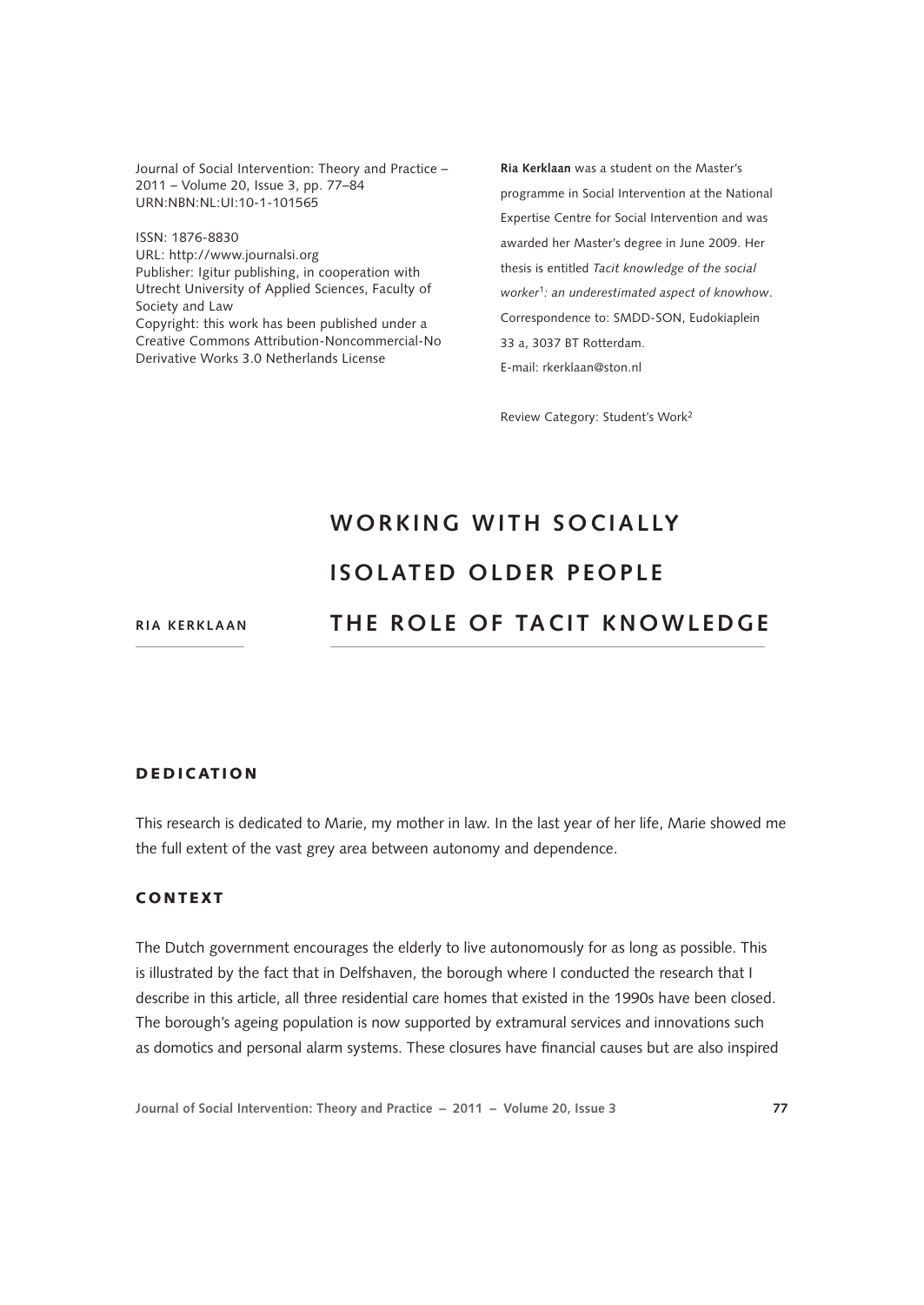Journal of Social Intervention: Theory and Practice – 2011 – Volume 20, Issue 3, pp. 77–84
URN:NBN:NL:UI:10-1-101565

ISSN: 1876-8830
URL: http://www.journalsi.org
Publisher: Igitur publishing, in cooperation with Utrecht University of Applied Sciences, Faculty of Society and Law
Copyright: this work has been published under a Creative Commons Attribution-Noncommercial-No Derivative Works 3.0 Netherlands License

**Ria Kerklaan** was a student on the Master's programme in Social Intervention at the National Expertise Centre for Social Intervention and was awarded her Master's degree in June 2009. Her thesis is entitled *Tacit knowledge of the social worker*[1]*: an underestimated aspect of knowhow*.
Correspondence to: SMDD-SON, Eudokiaplein 33 a, 3037 BT Rotterdam.
E-mail: rkerklaan@ston.nl

Review Category: Student's Work[2]

**RIA KERKLAAN**

# WORKING WITH SOCIALLY ISOLATED OLDER PEOPLE THE ROLE OF TACIT KNOWLEDGE

## DEDICATION

This research is dedicated to Marie, my mother in law. In the last year of her life, Marie showed me the full extent of the vast grey area between autonomy and dependence.

## CONTEXT

The Dutch government encourages the elderly to live autonomously for as long as possible. This is illustrated by the fact that in Delfshaven, the borough where I conducted the research that I describe in this article, all three residential care homes that existed in the 1990s have been closed. The borough's ageing population is now supported by extramural services and innovations such as domotics and personal alarm systems. These closures have financial causes but are also inspired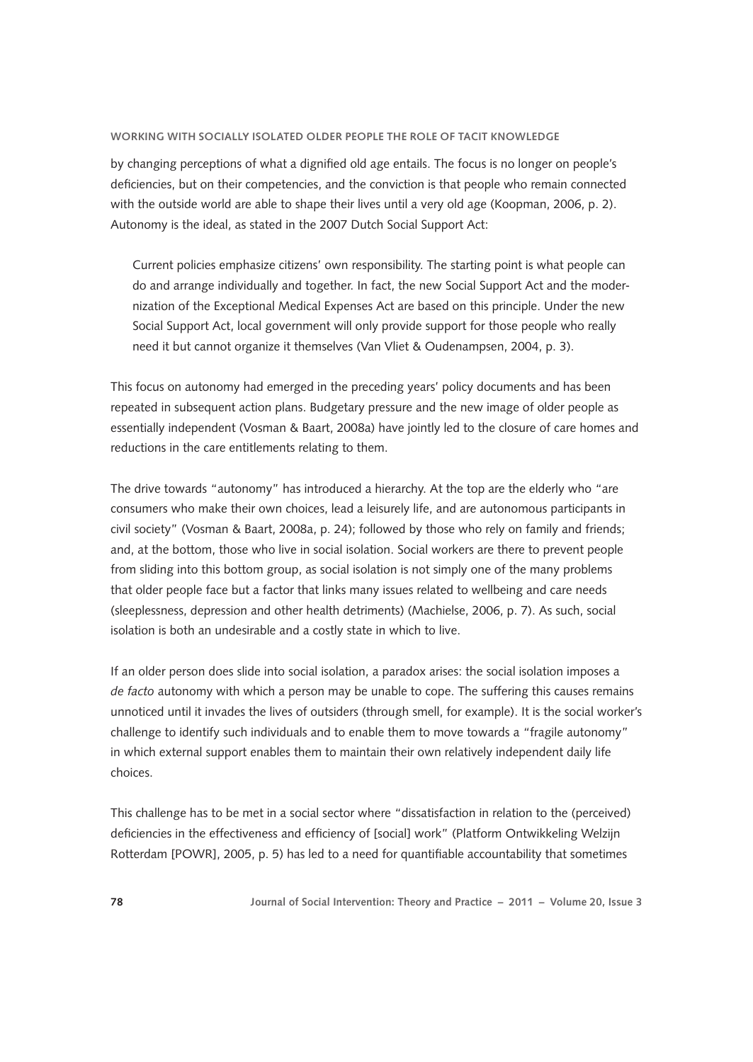by changing perceptions of what a dignified old age entails. The focus is no longer on people's deficiencies, but on their competencies, and the conviction is that people who remain connected with the outside world are able to shape their lives until a very old age (Koopman, 2006, p. 2). Autonomy is the ideal, as stated in the 2007 Dutch Social Support Act:

> Current policies emphasize citizens' own responsibility. The starting point is what people can do and arrange individually and together. In fact, the new Social Support Act and the modernization of the Exceptional Medical Expenses Act are based on this principle. Under the new Social Support Act, local government will only provide support for those people who really need it but cannot organize it themselves (Van Vliet & Oudenampsen, 2004, p. 3).

This focus on autonomy had emerged in the preceding years' policy documents and has been repeated in subsequent action plans. Budgetary pressure and the new image of older people as essentially independent (Vosman & Baart, 2008a) have jointly led to the closure of care homes and reductions in the care entitlements relating to them.

The drive towards "autonomy" has introduced a hierarchy. At the top are the elderly who "are consumers who make their own choices, lead a leisurely life, and are autonomous participants in civil society" (Vosman & Baart, 2008a, p. 24); followed by those who rely on family and friends; and, at the bottom, those who live in social isolation. Social workers are there to prevent people from sliding into this bottom group, as social isolation is not simply one of the many problems that older people face but a factor that links many issues related to wellbeing and care needs (sleeplessness, depression and other health detriments) (Machielse, 2006, p. 7). As such, social isolation is both an undesirable and a costly state in which to live.

If an older person does slide into social isolation, a paradox arises: the social isolation imposes a *de facto* autonomy with which a person may be unable to cope. The suffering this causes remains unnoticed until it invades the lives of outsiders (through smell, for example). It is the social worker's challenge to identify such individuals and to enable them to move towards a "fragile autonomy" in which external support enables them to maintain their own relatively independent daily life choices.

This challenge has to be met in a social sector where "dissatisfaction in relation to the (perceived) deficiencies in the effectiveness and efficiency of [social] work" (Platform Ontwikkeling Welzijn Rotterdam [POWR], 2005, p. 5) has led to a need for quantifiable accountability that sometimes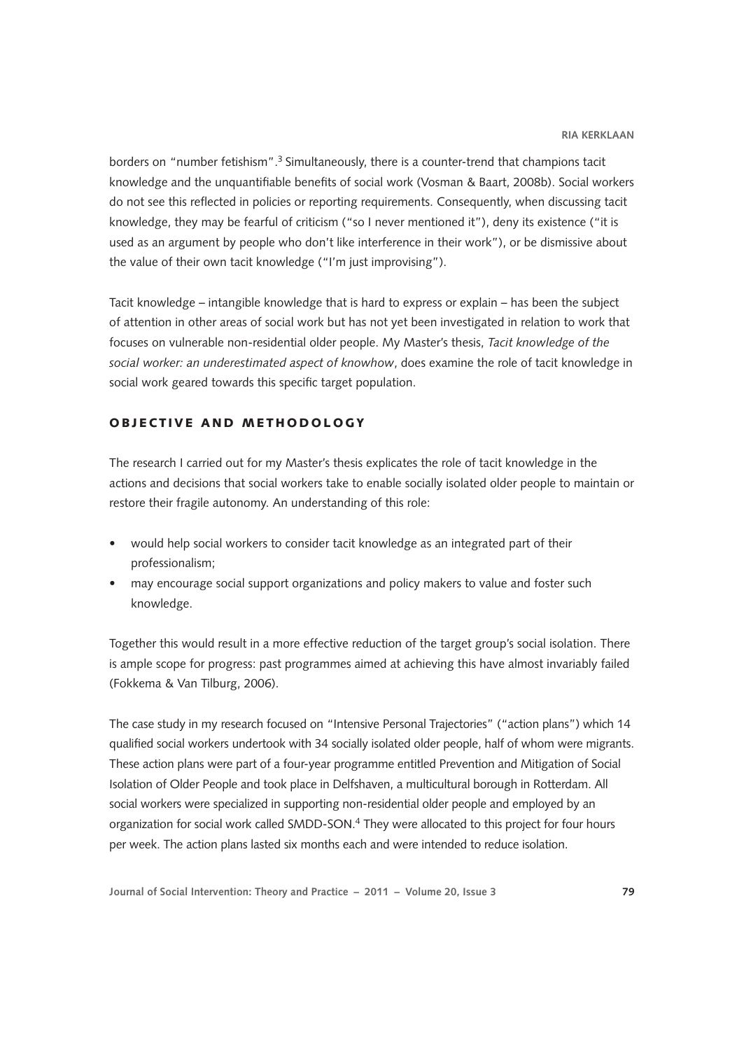borders on "number fetishism".[3] Simultaneously, there is a counter-trend that champions tacit knowledge and the unquantifiable benefits of social work (Vosman & Baart, 2008b). Social workers do not see this reflected in policies or reporting requirements. Consequently, when discussing tacit knowledge, they may be fearful of criticism ("so I never mentioned it"), deny its existence ("it is used as an argument by people who don't like interference in their work"), or be dismissive about the value of their own tacit knowledge ("I'm just improvising").

Tacit knowledge – intangible knowledge that is hard to express or explain – has been the subject of attention in other areas of social work but has not yet been investigated in relation to work that focuses on vulnerable non-residential older people. My Master's thesis, *Tacit knowledge of the social worker: an underestimated aspect of knowhow*, does examine the role of tacit knowledge in social work geared towards this specific target population.

## Objective and Methodology

The research I carried out for my Master's thesis explicates the role of tacit knowledge in the actions and decisions that social workers take to enable socially isolated older people to maintain or restore their fragile autonomy. An understanding of this role:

- would help social workers to consider tacit knowledge as an integrated part of their professionalism;
- may encourage social support organizations and policy makers to value and foster such knowledge.

Together this would result in a more effective reduction of the target group's social isolation. There is ample scope for progress: past programmes aimed at achieving this have almost invariably failed (Fokkema & Van Tilburg, 2006).

The case study in my research focused on "Intensive Personal Trajectories" ("action plans") which 14 qualified social workers undertook with 34 socially isolated older people, half of whom were migrants. These action plans were part of a four-year programme entitled Prevention and Mitigation of Social Isolation of Older People and took place in Delfshaven, a multicultural borough in Rotterdam. All social workers were specialized in supporting non-residential older people and employed by an organization for social work called SMDD-SON.[4] They were allocated to this project for four hours per week. The action plans lasted six months each and were intended to reduce isolation.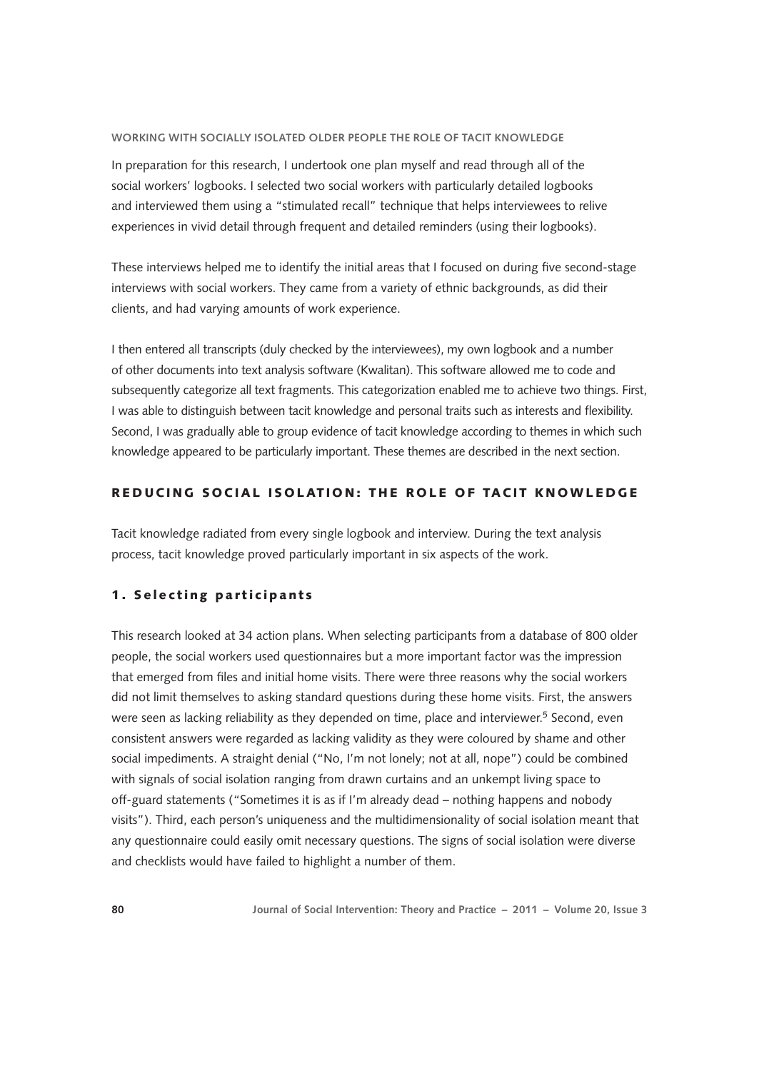In preparation for this research, I undertook one plan myself and read through all of the social workers' logbooks. I selected two social workers with particularly detailed logbooks and interviewed them using a "stimulated recall" technique that helps interviewees to relive experiences in vivid detail through frequent and detailed reminders (using their logbooks).

These interviews helped me to identify the initial areas that I focused on during five second-stage interviews with social workers. They came from a variety of ethnic backgrounds, as did their clients, and had varying amounts of work experience.

I then entered all transcripts (duly checked by the interviewees), my own logbook and a number of other documents into text analysis software (Kwalitan). This software allowed me to code and subsequently categorize all text fragments. This categorization enabled me to achieve two things. First, I was able to distinguish between tacit knowledge and personal traits such as interests and flexibility. Second, I was gradually able to group evidence of tacit knowledge according to themes in which such knowledge appeared to be particularly important. These themes are described in the next section.

## REDUCING SOCIAL ISOLATION: THE ROLE OF TACIT KNOWLEDGE

Tacit knowledge radiated from every single logbook and interview. During the text analysis process, tacit knowledge proved particularly important in six aspects of the work.

### 1. Selecting participants

This research looked at 34 action plans. When selecting participants from a database of 800 older people, the social workers used questionnaires but a more important factor was the impression that emerged from files and initial home visits. There were three reasons why the social workers did not limit themselves to asking standard questions during these home visits. First, the answers were seen as lacking reliability as they depended on time, place and interviewer.[5] Second, even consistent answers were regarded as lacking validity as they were coloured by shame and other social impediments. A straight denial ("No, I'm not lonely; not at all, nope") could be combined with signals of social isolation ranging from drawn curtains and an unkempt living space to off-guard statements ("Sometimes it is as if I'm already dead – nothing happens and nobody visits"). Third, each person's uniqueness and the multidimensionality of social isolation meant that any questionnaire could easily omit necessary questions. The signs of social isolation were diverse and checklists would have failed to highlight a number of them.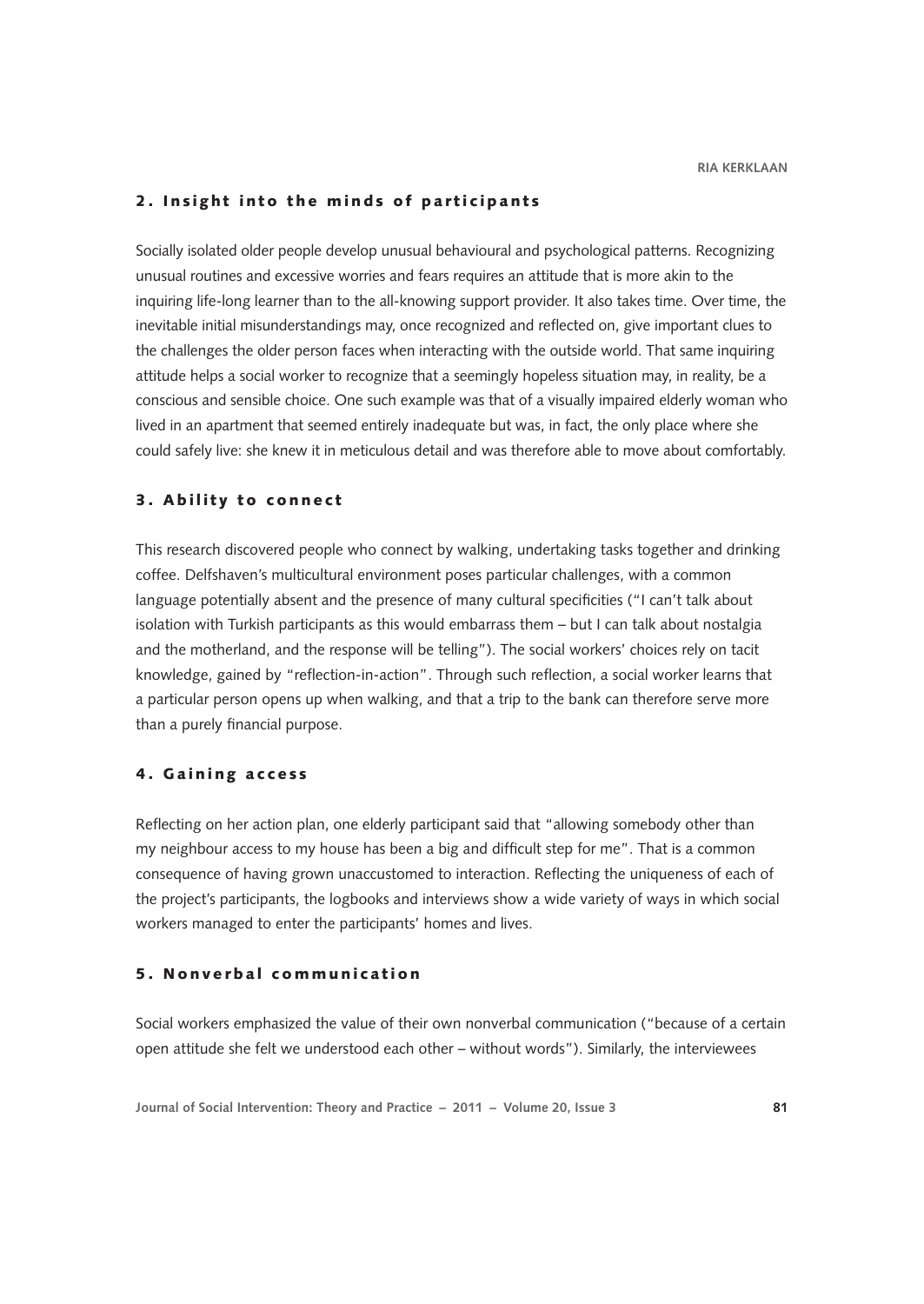## 2. Insight into the minds of participants

Socially isolated older people develop unusual behavioural and psychological patterns. Recognizing unusual routines and excessive worries and fears requires an attitude that is more akin to the inquiring life-long learner than to the all-knowing support provider. It also takes time. Over time, the inevitable initial misunderstandings may, once recognized and reflected on, give important clues to the challenges the older person faces when interacting with the outside world. That same inquiring attitude helps a social worker to recognize that a seemingly hopeless situation may, in reality, be a conscious and sensible choice. One such example was that of a visually impaired elderly woman who lived in an apartment that seemed entirely inadequate but was, in fact, the only place where she could safely live: she knew it in meticulous detail and was therefore able to move about comfortably.

## 3. Ability to connect

This research discovered people who connect by walking, undertaking tasks together and drinking coffee. Delfshaven's multicultural environment poses particular challenges, with a common language potentially absent and the presence of many cultural specificities ("I can't talk about isolation with Turkish participants as this would embarrass them – but I can talk about nostalgia and the motherland, and the response will be telling"). The social workers' choices rely on tacit knowledge, gained by "reflection-in-action". Through such reflection, a social worker learns that a particular person opens up when walking, and that a trip to the bank can therefore serve more than a purely financial purpose.

## 4. Gaining access

Reflecting on her action plan, one elderly participant said that "allowing somebody other than my neighbour access to my house has been a big and difficult step for me". That is a common consequence of having grown unaccustomed to interaction. Reflecting the uniqueness of each of the project's participants, the logbooks and interviews show a wide variety of ways in which social workers managed to enter the participants' homes and lives.

## 5. Nonverbal communication

Social workers emphasized the value of their own nonverbal communication ("because of a certain open attitude she felt we understood each other – without words"). Similarly, the interviewees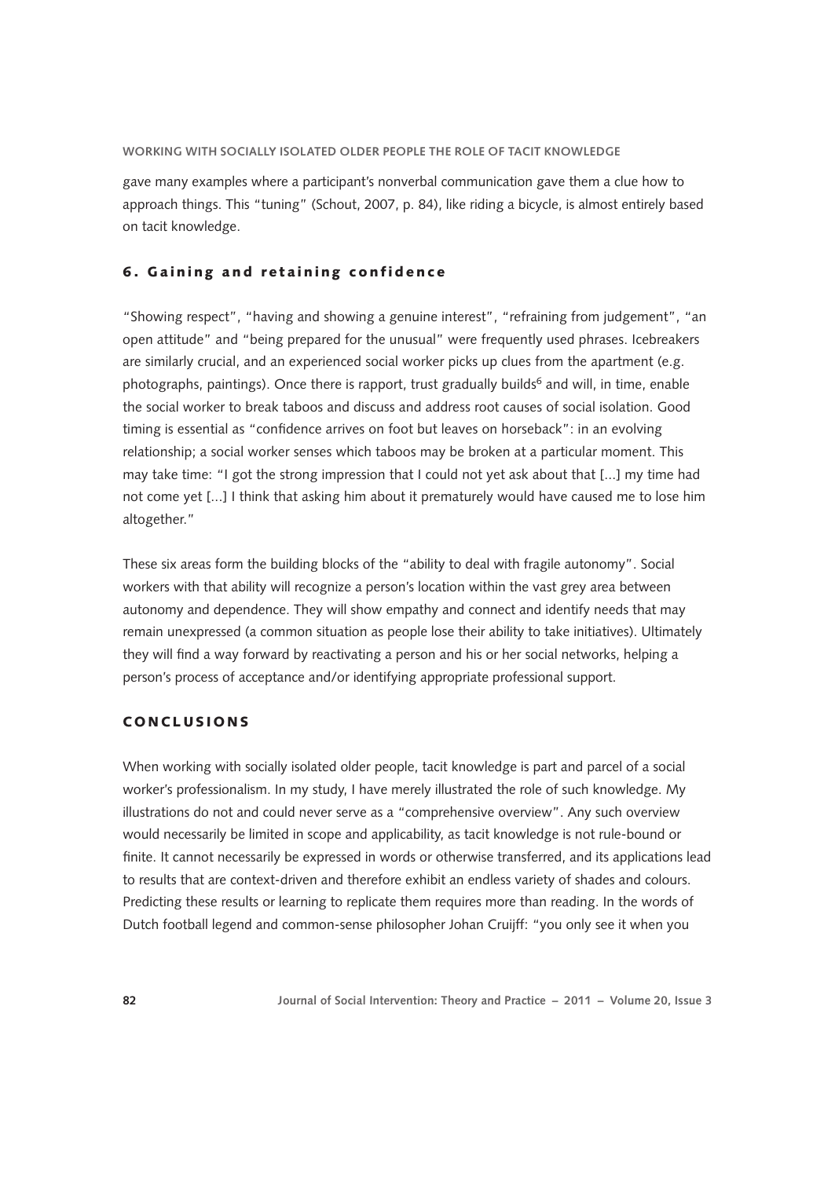gave many examples where a participant's nonverbal communication gave them a clue how to approach things. This "tuning" (Schout, 2007, p. 84), like riding a bicycle, is almost entirely based on tacit knowledge.

## 6. Gaining and retaining confidence

"Showing respect", "having and showing a genuine interest", "refraining from judgement", "an open attitude" and "being prepared for the unusual" were frequently used phrases. Icebreakers are similarly crucial, and an experienced social worker picks up clues from the apartment (e.g. photographs, paintings). Once there is rapport, trust gradually builds[6] and will, in time, enable the social worker to break taboos and discuss and address root causes of social isolation. Good timing is essential as "confidence arrives on foot but leaves on horseback": in an evolving relationship; a social worker senses which taboos may be broken at a particular moment. This may take time: "I got the strong impression that I could not yet ask about that [...] my time had not come yet [...] I think that asking him about it prematurely would have caused me to lose him altogether."

These six areas form the building blocks of the "ability to deal with fragile autonomy". Social workers with that ability will recognize a person's location within the vast grey area between autonomy and dependence. They will show empathy and connect and identify needs that may remain unexpressed (a common situation as people lose their ability to take initiatives). Ultimately they will find a way forward by reactivating a person and his or her social networks, helping a person's process of acceptance and/or identifying appropriate professional support.

# CONCLUSIONS

When working with socially isolated older people, tacit knowledge is part and parcel of a social worker's professionalism. In my study, I have merely illustrated the role of such knowledge. My illustrations do not and could never serve as a "comprehensive overview". Any such overview would necessarily be limited in scope and applicability, as tacit knowledge is not rule-bound or finite. It cannot necessarily be expressed in words or otherwise transferred, and its applications lead to results that are context-driven and therefore exhibit an endless variety of shades and colours. Predicting these results or learning to replicate them requires more than reading. In the words of Dutch football legend and common-sense philosopher Johan Cruijff: "you only see it when you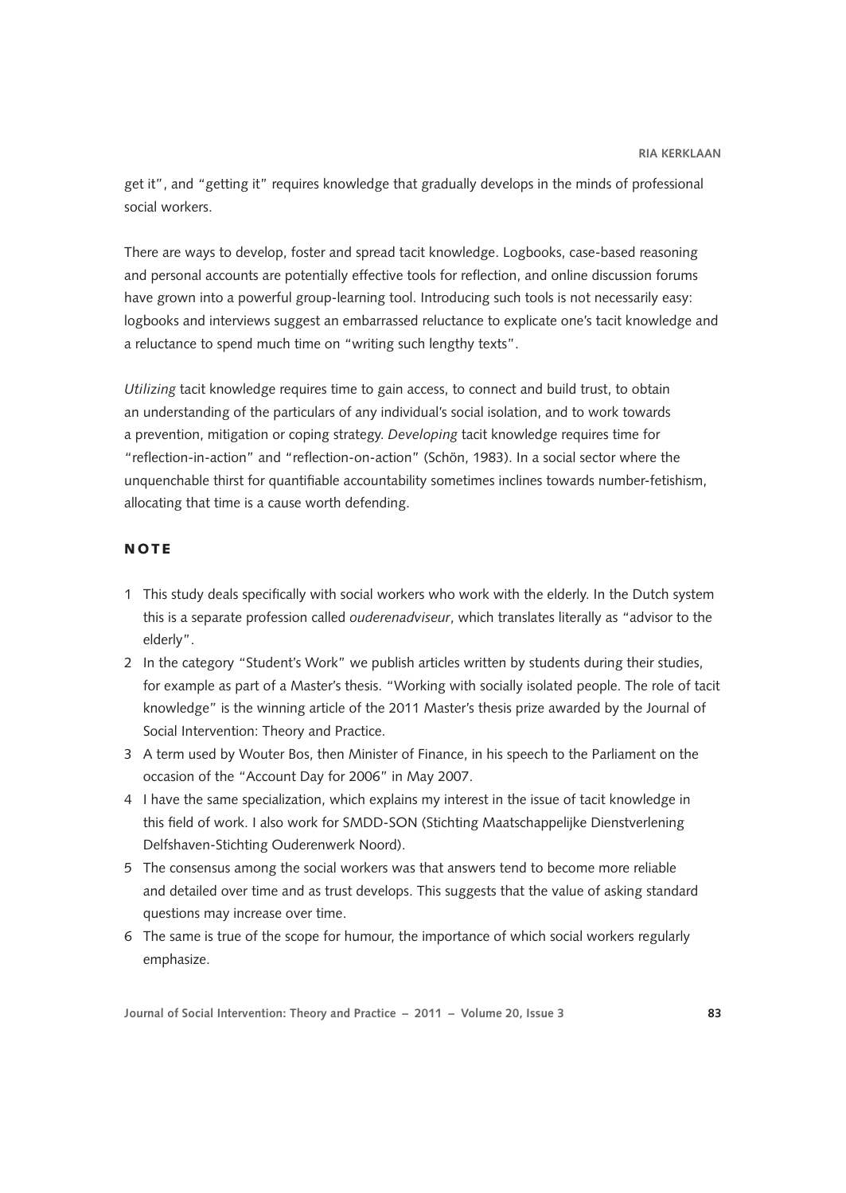get it", and "getting it" requires knowledge that gradually develops in the minds of professional social workers.

There are ways to develop, foster and spread tacit knowledge. Logbooks, case-based reasoning and personal accounts are potentially effective tools for reflection, and online discussion forums have grown into a powerful group-learning tool. Introducing such tools is not necessarily easy: logbooks and interviews suggest an embarrassed reluctance to explicate one's tacit knowledge and a reluctance to spend much time on "writing such lengthy texts".

*Utilizing* tacit knowledge requires time to gain access, to connect and build trust, to obtain an understanding of the particulars of any individual's social isolation, and to work towards a prevention, mitigation or coping strategy. *Developing* tacit knowledge requires time for "reflection-in-action" and "reflection-on-action" (Schön, 1983). In a social sector where the unquenchable thirst for quantifiable accountability sometimes inclines towards number-fetishism, allocating that time is a cause worth defending.

## NOTE

1. This study deals specifically with social workers who work with the elderly. In the Dutch system this is a separate profession called *ouderenadviseur*, which translates literally as "advisor to the elderly".
2. In the category "Student's Work" we publish articles written by students during their studies, for example as part of a Master's thesis. "Working with socially isolated people. The role of tacit knowledge" is the winning article of the 2011 Master's thesis prize awarded by the Journal of Social Intervention: Theory and Practice.
3. A term used by Wouter Bos, then Minister of Finance, in his speech to the Parliament on the occasion of the "Account Day for 2006" in May 2007.
4. I have the same specialization, which explains my interest in the issue of tacit knowledge in this field of work. I also work for SMDD-SON (Stichting Maatschappelijke Dienstverlening Delfshaven-Stichting Ouderenwerk Noord).
5. The consensus among the social workers was that answers tend to become more reliable and detailed over time and as trust develops. This suggests that the value of asking standard questions may increase over time.
6. The same is true of the scope for humour, the importance of which social workers regularly emphasize.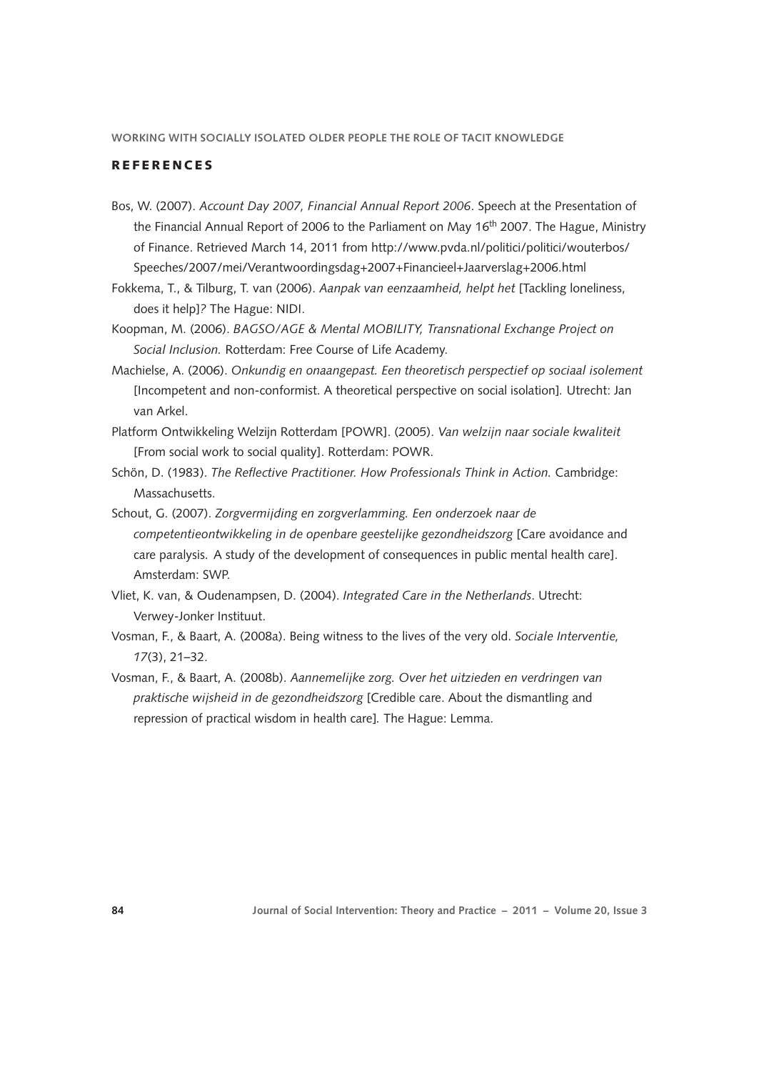## REFERENCES

Bos, W. (2007). *Account Day 2007, Financial Annual Report 2006*. Speech at the Presentation of the Financial Annual Report of 2006 to the Parliament on May 16th 2007. The Hague, Ministry of Finance. Retrieved March 14, 2011 from http://www.pvda.nl/politici/politici/wouterbos/Speeches/2007/mei/Verantwoordingsdag+2007+Financieel+Jaarverslag+2006.html

Fokkema, T., & Tilburg, T. van (2006). *Aanpak van eenzaamheid, helpt het* [Tackling loneliness, does it help]*?* The Hague: NIDI.

Koopman, M. (2006). *BAGSO/AGE & Mental MOBILITY, Transnational Exchange Project on Social Inclusion.* Rotterdam: Free Course of Life Academy.

Machielse, A. (2006). *Onkundig en onaangepast. Een theoretisch perspectief op sociaal isolement* [Incompetent and non-conformist. A theoretical perspective on social isolation]*.* Utrecht: Jan van Arkel.

Platform Ontwikkeling Welzijn Rotterdam [POWR]. (2005). *Van welzijn naar sociale kwaliteit* [From social work to social quality]. Rotterdam: POWR.

Schön, D. (1983). *The Reflective Practitioner. How Professionals Think in Action.* Cambridge: Massachusetts.

Schout, G. (2007). *Zorgvermijding en zorgverlamming. Een onderzoek naar de competentieontwikkeling in de openbare geestelijke gezondheidszorg* [Care avoidance and care paralysis. A study of the development of consequences in public mental health care]. Amsterdam: SWP.

Vliet, K. van, & Oudenampsen, D. (2004). *Integrated Care in the Netherlands*. Utrecht: Verwey-Jonker Instituut.

Vosman, F., & Baart, A. (2008a). Being witness to the lives of the very old. *Sociale Interventie, 17*(3), 21–32.

Vosman, F., & Baart, A. (2008b). *Aannemelijke zorg. Over het uitzieden en verdringen van praktische wijsheid in de gezondheidszorg* [Credible care. About the dismantling and repression of practical wisdom in health care]*.* The Hague: Lemma.